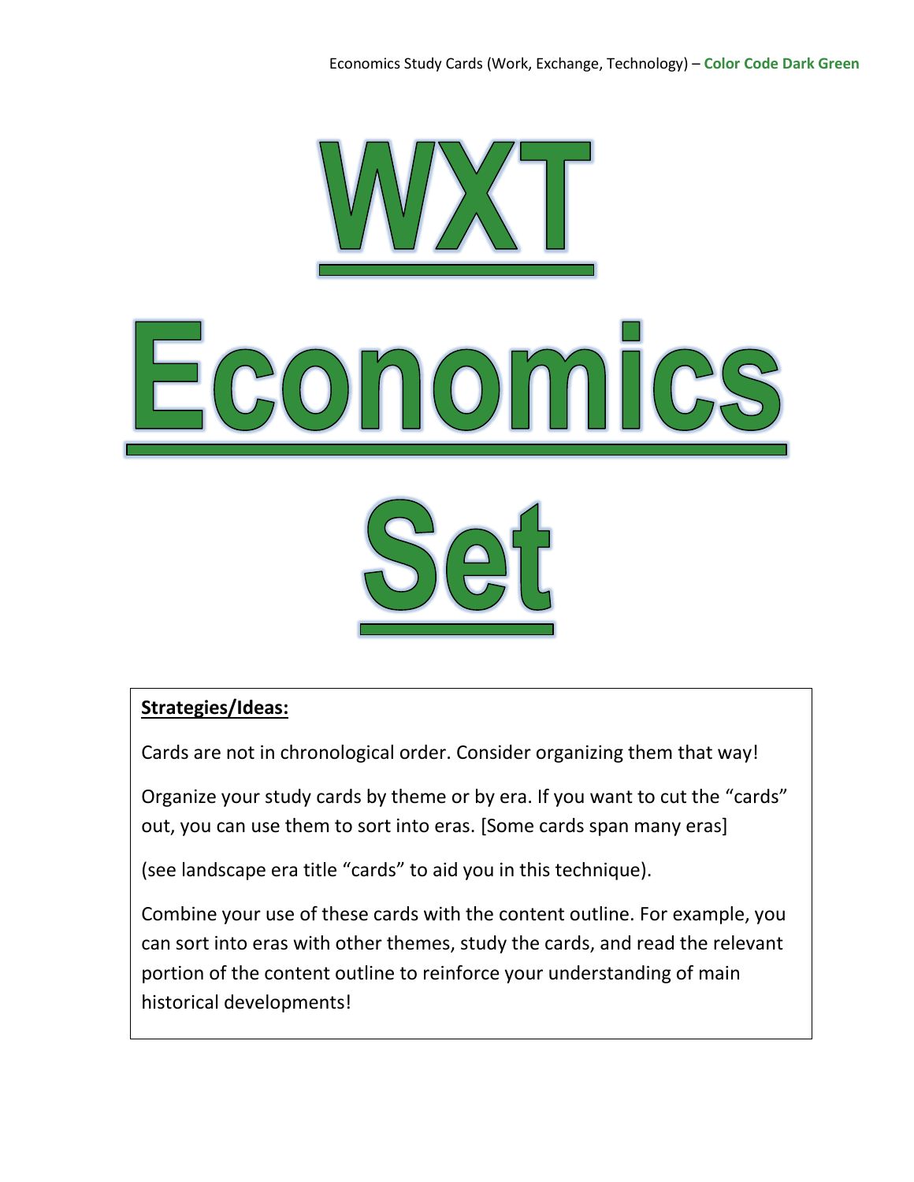Economics Study Cards (Work, Exchange, Technology) – **Color Code Dark Green**

# WXT

# Economics

# Set

**Strategies/Ideas:**

Cards are not in chronological order. Consider organizing them that way!

Organize your study cards by theme or by era. If you want to cut the "cards" out, you can use them to sort into eras. [Some cards span many eras]

(see landscape era title "cards" to aid you in this technique).

Combine your use of these cards with the content outline. For example, you can sort into eras with other themes, study the cards, and read the relevant portion of the content outline to reinforce your understanding of main historical developments!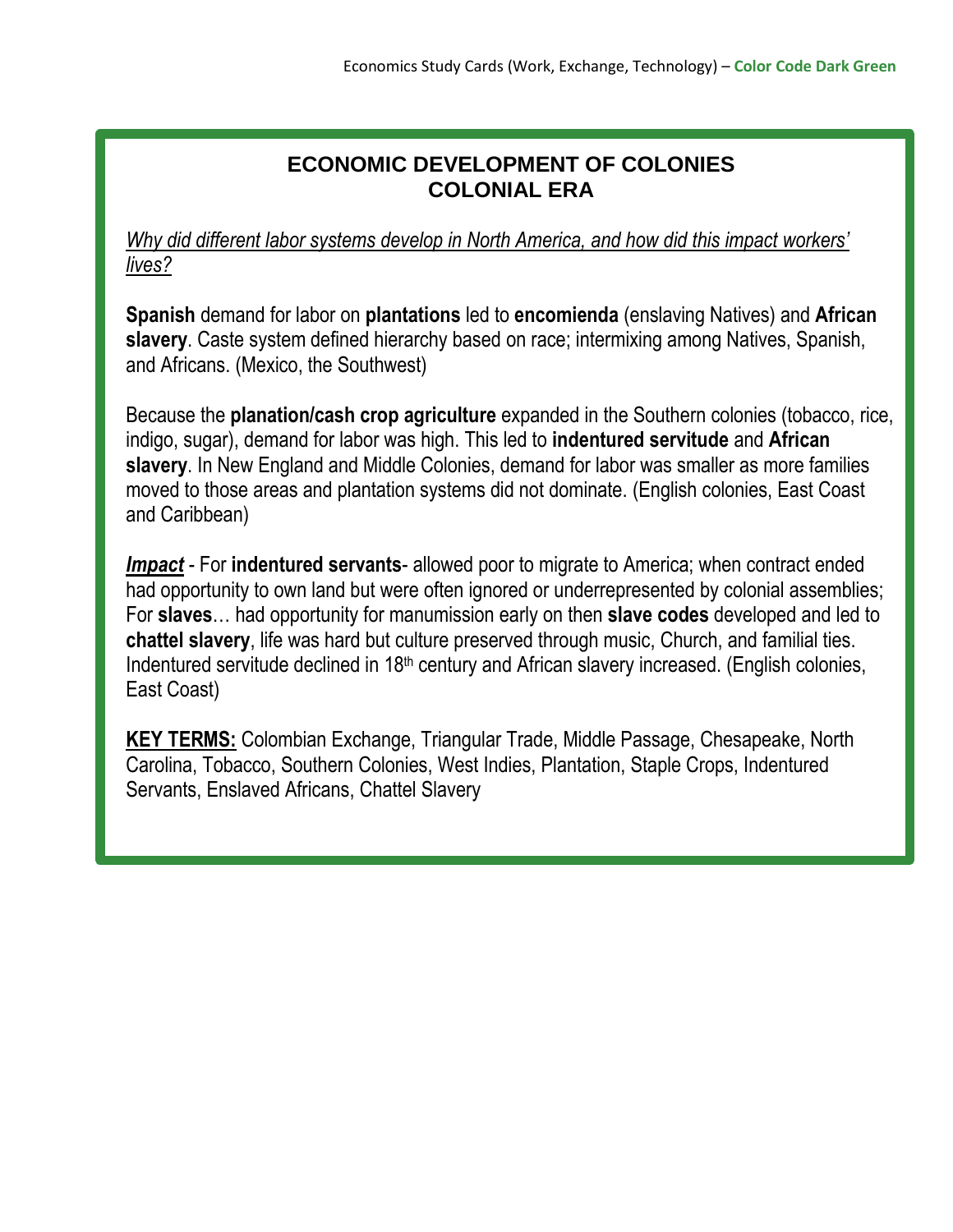## ECONOMIC DEVELOPMENT OF COLONIES
## COLONIAL ERA

*Why did different labor systems develop in North America, and how did this impact workers' lives?*

**Spanish** demand for labor on **plantations** led to **encomienda** (enslaving Natives) and **African slavery**. Caste system defined hierarchy based on race; intermixing among Natives, Spanish, and Africans. (Mexico, the Southwest)

Because the **planation/cash crop agriculture** expanded in the Southern colonies (tobacco, rice, indigo, sugar), demand for labor was high. This led to **indentured servitude** and **African slavery**. In New England and Middle Colonies, demand for labor was smaller as more families moved to those areas and plantation systems did not dominate. (English colonies, East Coast and Caribbean)

***Impact*** - For **indentured servants**- allowed poor to migrate to America; when contract ended had opportunity to own land but were often ignored or underrepresented by colonial assemblies; For **slaves**… had opportunity for manumission early on then **slave codes** developed and led to **chattel slavery**, life was hard but culture preserved through music, Church, and familial ties. Indentured servitude declined in 18th century and African slavery increased. (English colonies, East Coast)

**KEY TERMS:** Colombian Exchange, Triangular Trade, Middle Passage, Chesapeake, North Carolina, Tobacco, Southern Colonies, West Indies, Plantation, Staple Crops, Indentured Servants, Enslaved Africans, Chattel Slavery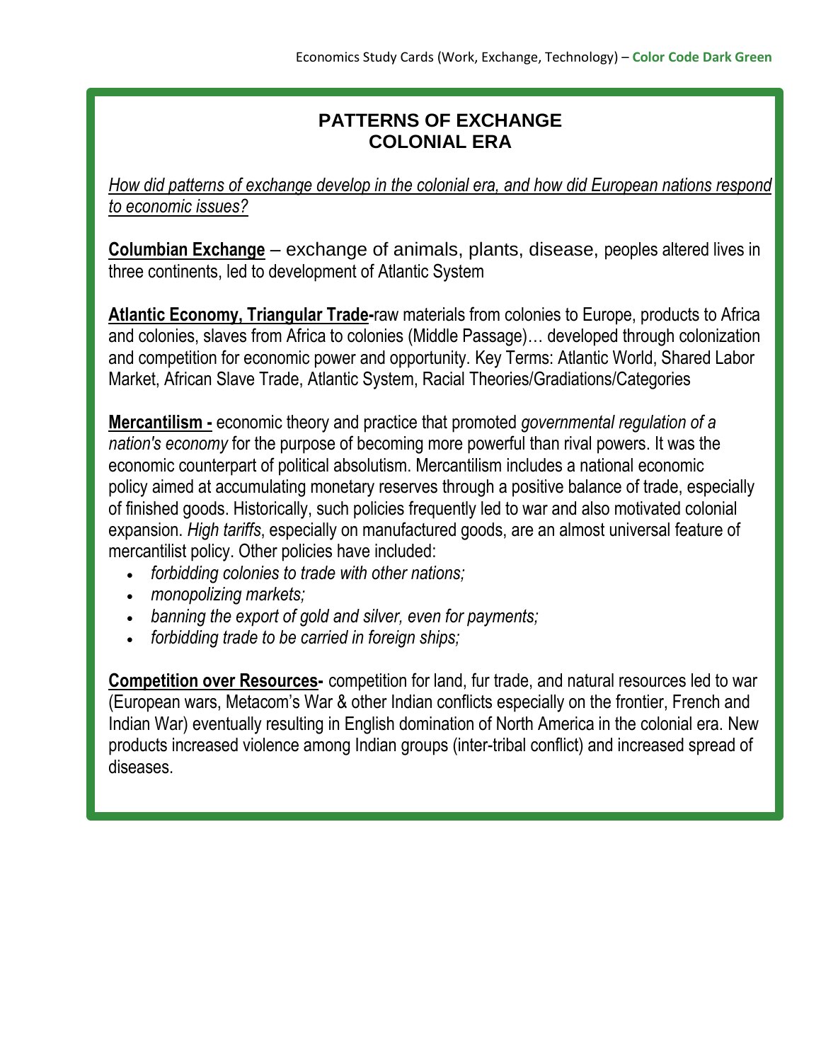## PATTERNS OF EXCHANGE
## COLONIAL ERA

*How did patterns of exchange develop in the colonial era, and how did European nations respond to economic issues?*

**Columbian Exchange** – exchange of animals, plants, disease, peoples altered lives in three continents, led to development of Atlantic System

**Atlantic Economy, Triangular Trade-**raw materials from colonies to Europe, products to Africa and colonies, slaves from Africa to colonies (Middle Passage)… developed through colonization and competition for economic power and opportunity. Key Terms: Atlantic World, Shared Labor Market, African Slave Trade, Atlantic System, Racial Theories/Gradiations/Categories

**Mercantilism -** economic theory and practice that promoted *governmental regulation of a nation's economy* for the purpose of becoming more powerful than rival powers. It was the economic counterpart of political absolutism. Mercantilism includes a national economic policy aimed at accumulating monetary reserves through a positive balance of trade, especially of finished goods. Historically, such policies frequently led to war and also motivated colonial expansion. *High tariffs*, especially on manufactured goods, are an almost universal feature of mercantilist policy. Other policies have included:

- *forbidding colonies to trade with other nations;*
- *monopolizing markets;*
- *banning the export of gold and silver, even for payments;*
- *forbidding trade to be carried in foreign ships;*

**Competition over Resources-** competition for land, fur trade, and natural resources led to war (European wars, Metacom's War & other Indian conflicts especially on the frontier, French and Indian War) eventually resulting in English domination of North America in the colonial era. New products increased violence among Indian groups (inter-tribal conflict) and increased spread of diseases.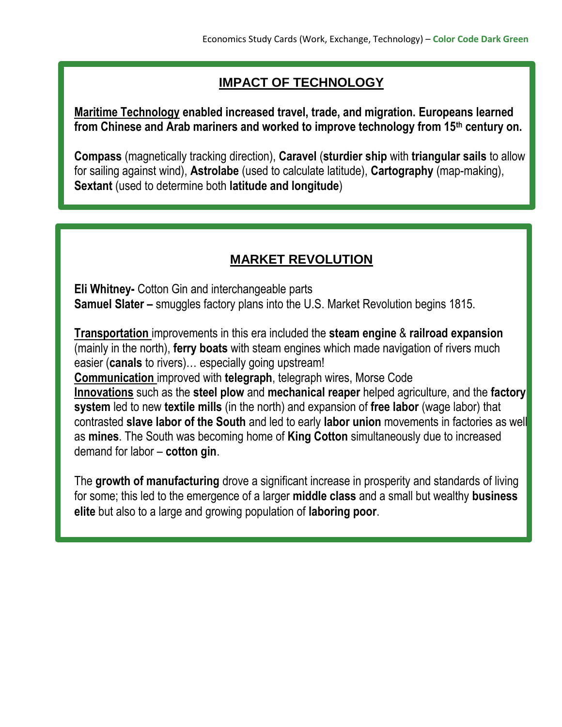## IMPACT OF TECHNOLOGY

**Maritime Technology enabled increased travel, trade, and migration. Europeans learned from Chinese and Arab mariners and worked to improve technology from 15th century on.**

**Compass** (magnetically tracking direction), **Caravel** (**sturdier ship** with **triangular sails** to allow for sailing against wind), **Astrolabe** (used to calculate latitude), **Cartography** (map-making), **Sextant** (used to determine both **latitude and longitude**)

## MARKET REVOLUTION

**Eli Whitney-** Cotton Gin and interchangeable parts
**Samuel Slater –** smuggles factory plans into the U.S. Market Revolution begins 1815.

**Transportation** improvements in this era included the **steam engine** & **railroad expansion** (mainly in the north), **ferry boats** with steam engines which made navigation of rivers much easier (**canals** to rivers)… especially going upstream!
**Communication** improved with **telegraph**, telegraph wires, Morse Code
**Innovations** such as the **steel plow** and **mechanical reaper** helped agriculture, and the **factory system** led to new **textile mills** (in the north) and expansion of **free labor** (wage labor) that contrasted **slave labor of the South** and led to early **labor union** movements in factories as well as **mines**. The South was becoming home of **King Cotton** simultaneously due to increased demand for labor – **cotton gin**.

The **growth of manufacturing** drove a significant increase in prosperity and standards of living for some; this led to the emergence of a larger **middle class** and a small but wealthy **business elite** but also to a large and growing population of **laboring poor**.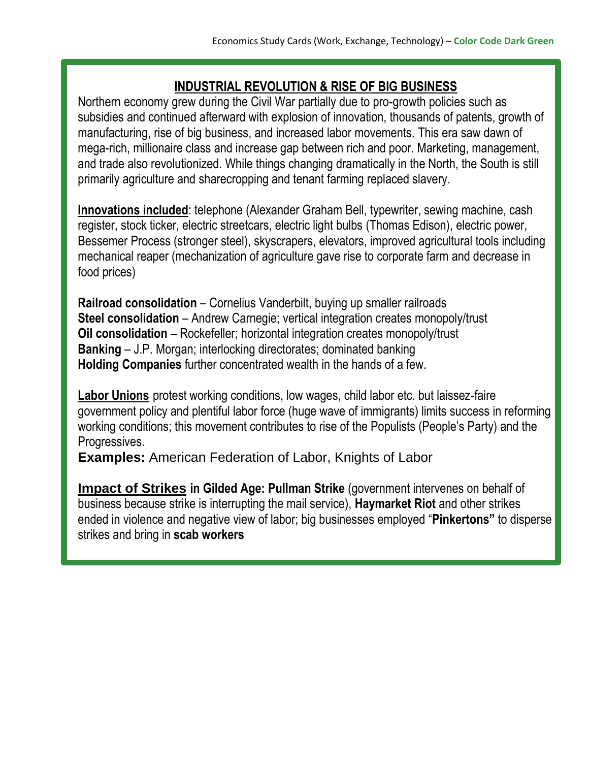## INDUSTRIAL REVOLUTION & RISE OF BIG BUSINESS

Northern economy grew during the Civil War partially due to pro-growth policies such as subsidies and continued afterward with explosion of innovation, thousands of patents, growth of manufacturing, rise of big business, and increased labor movements. This era saw dawn of mega-rich, millionaire class and increase gap between rich and poor. Marketing, management, and trade also revolutionized. While things changing dramatically in the North, the South is still primarily agriculture and sharecropping and tenant farming replaced slavery.

**Innovations included**: telephone (Alexander Graham Bell, typewriter, sewing machine, cash register, stock ticker, electric streetcars, electric light bulbs (Thomas Edison), electric power, Bessemer Process (stronger steel), skyscrapers, elevators, improved agricultural tools including mechanical reaper (mechanization of agriculture gave rise to corporate farm and decrease in food prices)

**Railroad consolidation** – Cornelius Vanderbilt, buying up smaller railroads
**Steel consolidation** – Andrew Carnegie; vertical integration creates monopoly/trust
**Oil consolidation** – Rockefeller; horizontal integration creates monopoly/trust
**Banking** – J.P. Morgan; interlocking directorates; dominated banking
**Holding Companies** further concentrated wealth in the hands of a few.

**Labor Unions** protest working conditions, low wages, child labor etc. but laissez-faire government policy and plentiful labor force (huge wave of immigrants) limits success in reforming working conditions; this movement contributes to rise of the Populists (People's Party) and the Progressives.

**Examples:** American Federation of Labor, Knights of Labor

**Impact of Strikes in Gilded Age: Pullman Strike** (government intervenes on behalf of business because strike is interrupting the mail service), **Haymarket Riot** and other strikes ended in violence and negative view of labor; big businesses employed "**Pinkertons"** to disperse strikes and bring in **scab workers**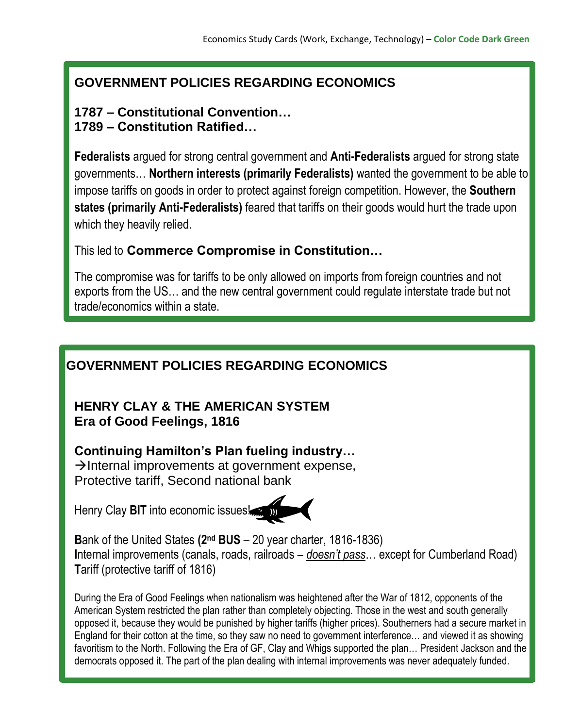## GOVERNMENT POLICIES REGARDING ECONOMICS

### 1787 – Constitutional Convention…
### 1789 – Constitution Ratified…

**Federalists** argued for strong central government and **Anti-Federalists** argued for strong state governments… **Northern interests (primarily Federalists)** wanted the government to be able to impose tariffs on goods in order to protect against foreign competition. However, the **Southern states (primarily Anti-Federalists)** feared that tariffs on their goods would hurt the trade upon which they heavily relied.

This led to **Commerce Compromise in Constitution…**

The compromise was for tariffs to be only allowed on imports from foreign countries and not exports from the US… and the new central government could regulate interstate trade but not trade/economics within a state.

## GOVERNMENT POLICIES REGARDING ECONOMICS

### HENRY CLAY & THE AMERICAN SYSTEM
### Era of Good Feelings, 1816

**Continuing Hamilton's Plan fueling industry…**
→Internal improvements at government expense, Protective tariff, Second national bank

Henry Clay **BIT** into economic issues!

**B**ank of the United States **(2nd BUS** – 20 year charter, 1816-1836)
**I**nternal improvements (canals, roads, railroads – *doesn't pass*… except for Cumberland Road)
**T**ariff (protective tariff of 1816)

During the Era of Good Feelings when nationalism was heightened after the War of 1812, opponents of the American System restricted the plan rather than completely objecting. Those in the west and south generally opposed it, because they would be punished by higher tariffs (higher prices). Southerners had a secure market in England for their cotton at the time, so they saw no need to government interference… and viewed it as showing favoritism to the North. Following the Era of GF, Clay and Whigs supported the plan… President Jackson and the democrats opposed it. The part of the plan dealing with internal improvements was never adequately funded.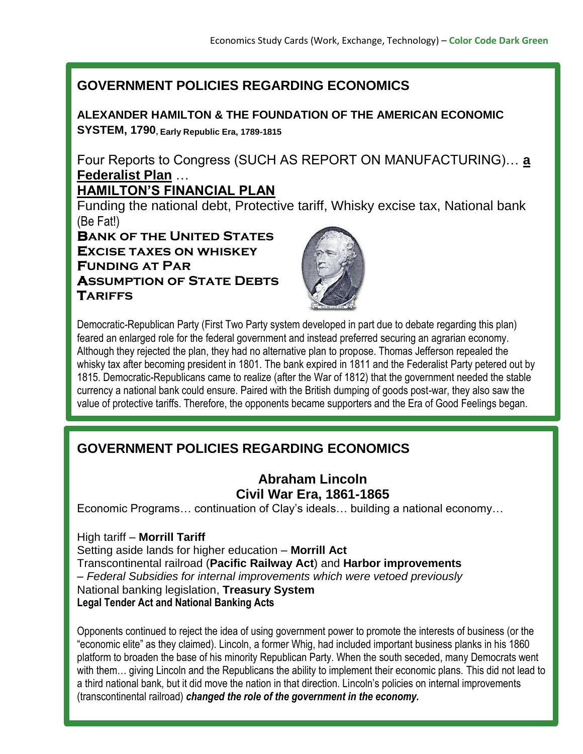## GOVERNMENT POLICIES REGARDING ECONOMICS

**ALEXANDER HAMILTON & THE FOUNDATION OF THE AMERICAN ECONOMIC SYSTEM, 1790**, **Early Republic Era, 1789-1815**

Four Reports to Congress (SUCH AS REPORT ON MANUFACTURING)… **a Federalist Plan** …

**HAMILTON'S FINANCIAL PLAN**

Funding the national debt, Protective tariff, Whisky excise tax, National bank (Be Fat!)

**BANK OF THE UNITED STATES**
**EXCISE TAXES ON WHISKEY**
**FUNDING AT PAR**
**ASSUMPTION OF STATE DEBTS**
**TARIFFS**

Democratic-Republican Party (First Two Party system developed in part due to debate regarding this plan) feared an enlarged role for the federal government and instead preferred securing an agrarian economy. Although they rejected the plan, they had no alternative plan to propose. Thomas Jefferson repealed the whisky tax after becoming president in 1801. The bank expired in 1811 and the Federalist Party petered out by 1815. Democratic-Republicans came to realize (after the War of 1812) that the government needed the stable currency a national bank could ensure. Paired with the British dumping of goods post-war, they also saw the value of protective tariffs. Therefore, the opponents became supporters and the Era of Good Feelings began.

## GOVERNMENT POLICIES REGARDING ECONOMICS

**Abraham Lincoln**
**Civil War Era, 1861-1865**

Economic Programs… continuation of Clay's ideals… building a national economy…

High tariff – **Morrill Tariff**
Setting aside lands for higher education – **Morrill Act**
Transcontinental railroad (**Pacific Railway Act**) and **Harbor improvements** *– Federal Subsidies for internal improvements which were vetoed previously*
National banking legislation, **Treasury System**
**Legal Tender Act and National Banking Acts**

Opponents continued to reject the idea of using government power to promote the interests of business (or the "economic elite" as they claimed). Lincoln, a former Whig, had included important business planks in his 1860 platform to broaden the base of his minority Republican Party. When the south seceded, many Democrats went with them… giving Lincoln and the Republicans the ability to implement their economic plans. This did not lead to a third national bank, but it did move the nation in that direction. Lincoln's policies on internal improvements (transcontinental railroad) ***changed the role of the government in the economy.***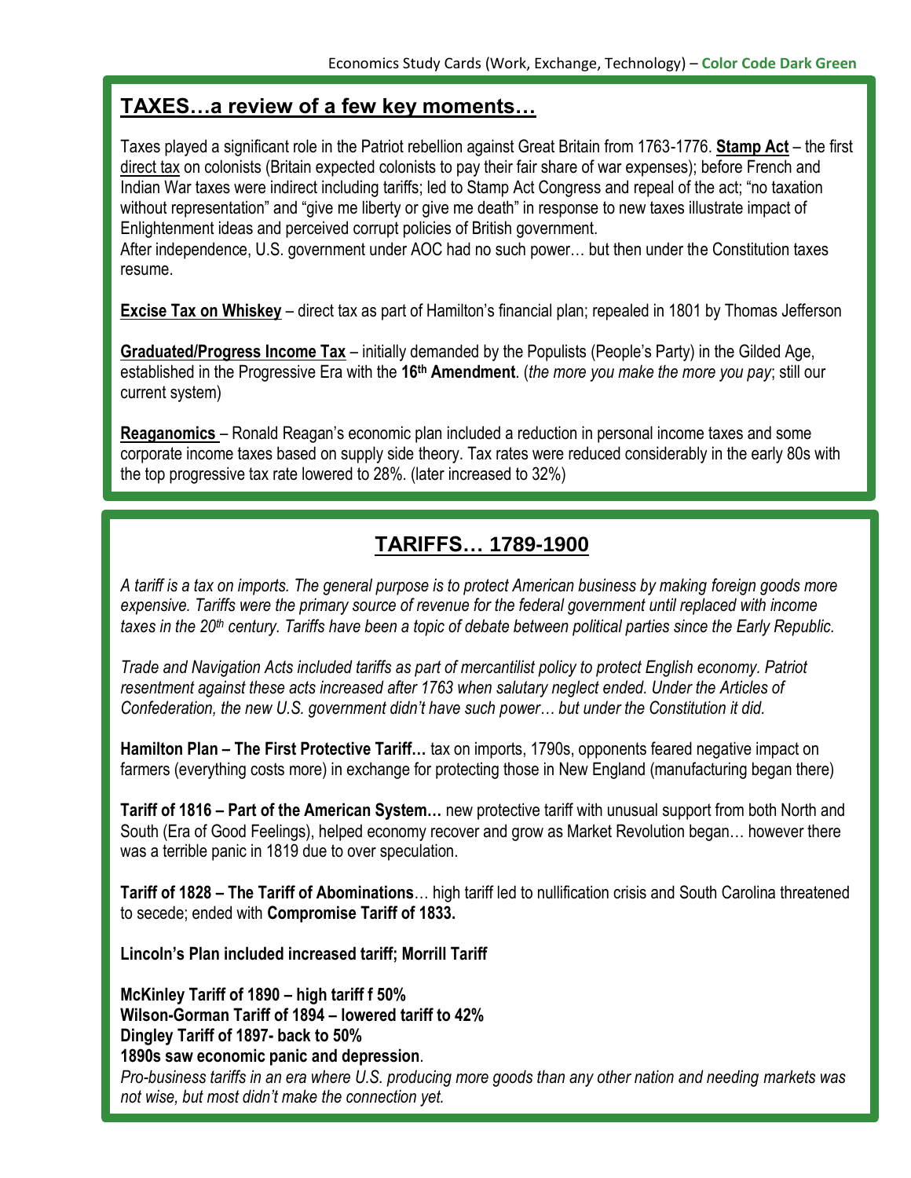Economics Study Cards (Work, Exchange, Technology) – **Color Code Dark Green**

## TAXES…a review of a few key moments…

Taxes played a significant role in the Patriot rebellion against Great Britain from 1763-1776. **Stamp Act** – the first direct tax on colonists (Britain expected colonists to pay their fair share of war expenses); before French and Indian War taxes were indirect including tariffs; led to Stamp Act Congress and repeal of the act; "no taxation without representation" and "give me liberty or give me death" in response to new taxes illustrate impact of Enlightenment ideas and perceived corrupt policies of British government.
After independence, U.S. government under AOC had no such power… but then under the Constitution taxes resume.

**Excise Tax on Whiskey** – direct tax as part of Hamilton's financial plan; repealed in 1801 by Thomas Jefferson

**Graduated/Progress Income Tax** – initially demanded by the Populists (People's Party) in the Gilded Age, established in the Progressive Era with the **16th Amendment**. (*the more you make the more you pay*; still our current system)

**Reaganomics** – Ronald Reagan's economic plan included a reduction in personal income taxes and some corporate income taxes based on supply side theory. Tax rates were reduced considerably in the early 80s with the top progressive tax rate lowered to 28%. (later increased to 32%)

## TARIFFS… 1789-1900

*A tariff is a tax on imports. The general purpose is to protect American business by making foreign goods more expensive. Tariffs were the primary source of revenue for the federal government until replaced with income taxes in the 20th century. Tariffs have been a topic of debate between political parties since the Early Republic.*

*Trade and Navigation Acts included tariffs as part of mercantilist policy to protect English economy. Patriot resentment against these acts increased after 1763 when salutary neglect ended. Under the Articles of Confederation, the new U.S. government didn't have such power… but under the Constitution it did.*

**Hamilton Plan – The First Protective Tariff…** tax on imports, 1790s, opponents feared negative impact on farmers (everything costs more) in exchange for protecting those in New England (manufacturing began there)

**Tariff of 1816 – Part of the American System…** new protective tariff with unusual support from both North and South (Era of Good Feelings), helped economy recover and grow as Market Revolution began… however there was a terrible panic in 1819 due to over speculation.

**Tariff of 1828 – The Tariff of Abominations**… high tariff led to nullification crisis and South Carolina threatened to secede; ended with **Compromise Tariff of 1833.**

**Lincoln's Plan included increased tariff; Morrill Tariff**

**McKinley Tariff of 1890 – high tariff f 50%**
**Wilson-Gorman Tariff of 1894 – lowered tariff to 42%**
**Dingley Tariff of 1897- back to 50%**
**1890s saw economic panic and depression**.
*Pro-business tariffs in an era where U.S. producing more goods than any other nation and needing markets was not wise, but most didn't make the connection yet.*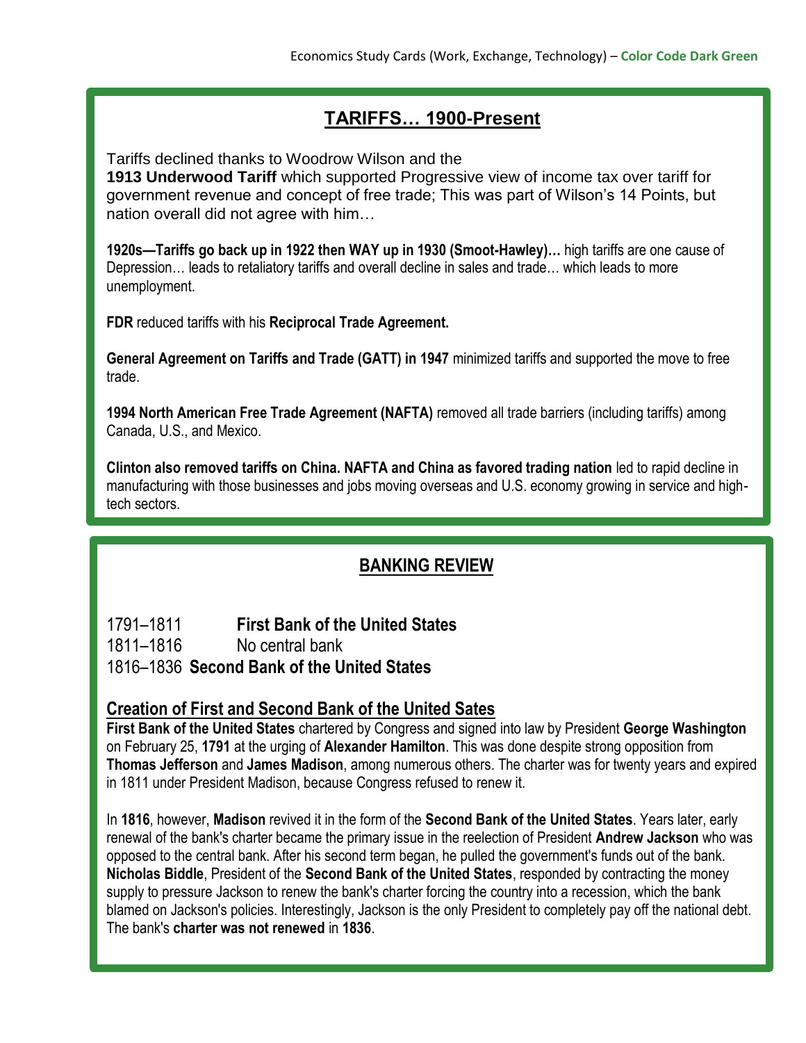## TARIFFS… 1900-Present

Tariffs declined thanks to Woodrow Wilson and the
**1913 Underwood Tariff** which supported Progressive view of income tax over tariff for government revenue and concept of free trade; This was part of Wilson's 14 Points, but nation overall did not agree with him…

**1920s—Tariffs go back up in 1922 then WAY up in 1930 (Smoot-Hawley)…** high tariffs are one cause of Depression… leads to retaliatory tariffs and overall decline in sales and trade… which leads to more unemployment.

**FDR** reduced tariffs with his **Reciprocal Trade Agreement.**

**General Agreement on Tariffs and Trade (GATT) in 1947** minimized tariffs and supported the move to free trade.

**1994 North American Free Trade Agreement (NAFTA)** removed all trade barriers (including tariffs) among Canada, U.S., and Mexico.

**Clinton also removed tariffs on China. NAFTA and China as favored trading nation** led to rapid decline in manufacturing with those businesses and jobs moving overseas and U.S. economy growing in service and high-tech sectors.

## BANKING REVIEW

1791–1811 **First Bank of the United States**
1811–1816 No central bank
1816–1836 **Second Bank of the United States**

### Creation of First and Second Bank of the United Sates

**First Bank of the United States** chartered by Congress and signed into law by President **George Washington** on February 25, **1791** at the urging of **Alexander Hamilton**. This was done despite strong opposition from **Thomas Jefferson** and **James Madison**, among numerous others. The charter was for twenty years and expired in 1811 under President Madison, because Congress refused to renew it.

In **1816**, however, **Madison** revived it in the form of the **Second Bank of the United States**. Years later, early renewal of the bank's charter became the primary issue in the reelection of President **Andrew Jackson** who was opposed to the central bank. After his second term began, he pulled the government's funds out of the bank. **Nicholas Biddle**, President of the **Second Bank of the United States**, responded by contracting the money supply to pressure Jackson to renew the bank's charter forcing the country into a recession, which the bank blamed on Jackson's policies. Interestingly, Jackson is the only President to completely pay off the national debt. The bank's **charter was not renewed** in **1836**.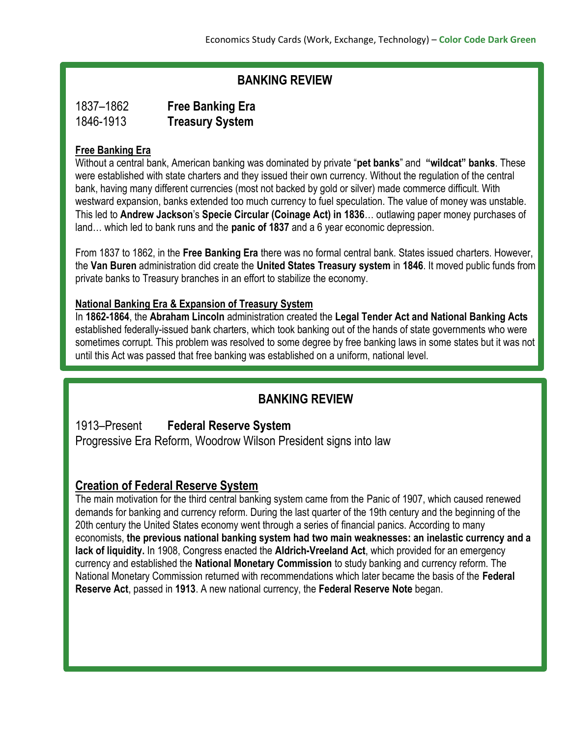## BANKING REVIEW

1837–1862 **Free Banking Era**
1846-1913 **Treasury System**

**Free Banking Era**

Without a central bank, American banking was dominated by private "**pet banks**" and **"wildcat" banks**. These were established with state charters and they issued their own currency. Without the regulation of the central bank, having many different currencies (most not backed by gold or silver) made commerce difficult. With westward expansion, banks extended too much currency to fuel speculation. The value of money was unstable. This led to **Andrew Jackson**'s **Specie Circular (Coinage Act) in 1836**… outlawing paper money purchases of land… which led to bank runs and the **panic of 1837** and a 6 year economic depression.

From 1837 to 1862, in the **Free Banking Era** there was no formal central bank. States issued charters. However, the **Van Buren** administration did create the **United States Treasury system** in **1846**. It moved public funds from private banks to Treasury branches in an effort to stabilize the economy.

**National Banking Era & Expansion of Treasury System**

In **1862-1864**, the **Abraham Lincoln** administration created the **Legal Tender Act and National Banking Acts** established federally-issued bank charters, which took banking out of the hands of state governments who were sometimes corrupt. This problem was resolved to some degree by free banking laws in some states but it was not until this Act was passed that free banking was established on a uniform, national level.

## BANKING REVIEW

1913–Present **Federal Reserve System**
Progressive Era Reform, Woodrow Wilson President signs into law

### Creation of Federal Reserve System

The main motivation for the third central banking system came from the Panic of 1907, which caused renewed demands for banking and currency reform. During the last quarter of the 19th century and the beginning of the 20th century the United States economy went through a series of financial panics. According to many economists, **the previous national banking system had two main weaknesses: an inelastic currency and a lack of liquidity.** In 1908, Congress enacted the **Aldrich-Vreeland Act**, which provided for an emergency currency and established the **National Monetary Commission** to study banking and currency reform. The National Monetary Commission returned with recommendations which later became the basis of the **Federal Reserve Act**, passed in **1913**. A new national currency, the **Federal Reserve Note** began.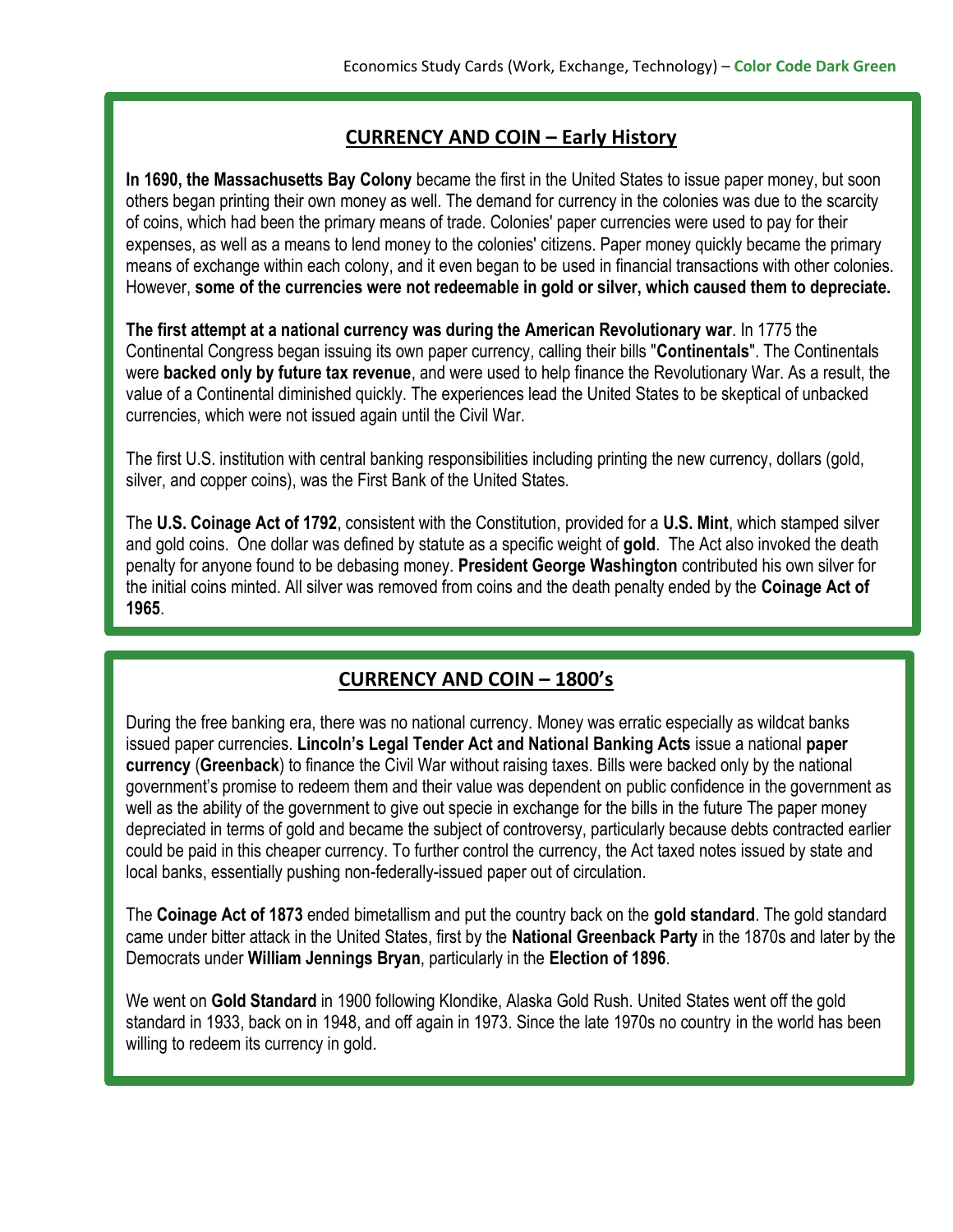## CURRENCY AND COIN – Early History

**In 1690, the Massachusetts Bay Colony** became the first in the United States to issue paper money, but soon others began printing their own money as well. The demand for currency in the colonies was due to the scarcity of coins, which had been the primary means of trade. Colonies' paper currencies were used to pay for their expenses, as well as a means to lend money to the colonies' citizens. Paper money quickly became the primary means of exchange within each colony, and it even began to be used in financial transactions with other colonies. However, **some of the currencies were not redeemable in gold or silver, which caused them to depreciate.**

**The first attempt at a national currency was during the American Revolutionary war**. In 1775 the Continental Congress began issuing its own paper currency, calling their bills "**Continentals**". The Continentals were **backed only by future tax revenue**, and were used to help finance the Revolutionary War. As a result, the value of a Continental diminished quickly. The experiences lead the United States to be skeptical of unbacked currencies, which were not issued again until the Civil War.

The first U.S. institution with central banking responsibilities including printing the new currency, dollars (gold, silver, and copper coins), was the First Bank of the United States.

The **U.S. Coinage Act of 1792**, consistent with the Constitution, provided for a **U.S. Mint**, which stamped silver and gold coins. One dollar was defined by statute as a specific weight of **gold**. The Act also invoked the death penalty for anyone found to be debasing money. **President George Washington** contributed his own silver for the initial coins minted. All silver was removed from coins and the death penalty ended by the **Coinage Act of 1965**.

## CURRENCY AND COIN – 1800's

During the free banking era, there was no national currency. Money was erratic especially as wildcat banks issued paper currencies. **Lincoln's Legal Tender Act and National Banking Acts** issue a national **paper currency** (**Greenback**) to finance the Civil War without raising taxes. Bills were backed only by the national government's promise to redeem them and their value was dependent on public confidence in the government as well as the ability of the government to give out specie in exchange for the bills in the future The paper money depreciated in terms of gold and became the subject of controversy, particularly because debts contracted earlier could be paid in this cheaper currency. To further control the currency, the Act taxed notes issued by state and local banks, essentially pushing non-federally-issued paper out of circulation.

The **Coinage Act of 1873** ended bimetallism and put the country back on the **gold standard**. The gold standard came under bitter attack in the United States, first by the **National Greenback Party** in the 1870s and later by the Democrats under **William Jennings Bryan**, particularly in the **Election of 1896**.

We went on **Gold Standard** in 1900 following Klondike, Alaska Gold Rush. United States went off the gold standard in 1933, back on in 1948, and off again in 1973. Since the late 1970s no country in the world has been willing to redeem its currency in gold.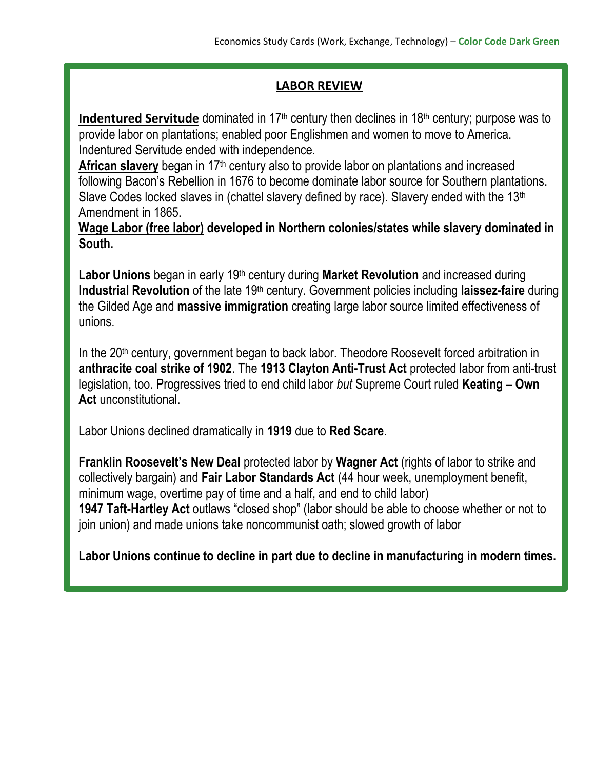## LABOR REVIEW

**Indentured Servitude** dominated in 17th century then declines in 18th century; purpose was to provide labor on plantations; enabled poor Englishmen and women to move to America. Indentured Servitude ended with independence.

**African slavery** began in 17th century also to provide labor on plantations and increased following Bacon's Rebellion in 1676 to become dominate labor source for Southern plantations. Slave Codes locked slaves in (chattel slavery defined by race). Slavery ended with the 13th Amendment in 1865.

**Wage Labor (free labor) developed in Northern colonies/states while slavery dominated in South.**

**Labor Unions** began in early 19th century during **Market Revolution** and increased during **Industrial Revolution** of the late 19th century. Government policies including **laissez-faire** during the Gilded Age and **massive immigration** creating large labor source limited effectiveness of unions.

In the 20th century, government began to back labor. Theodore Roosevelt forced arbitration in **anthracite coal strike of 1902**. The **1913 Clayton Anti-Trust Act** protected labor from anti-trust legislation, too. Progressives tried to end child labor *but* Supreme Court ruled **Keating – Own Act** unconstitutional.

Labor Unions declined dramatically in **1919** due to **Red Scare**.

**Franklin Roosevelt's New Deal** protected labor by **Wagner Act** (rights of labor to strike and collectively bargain) and **Fair Labor Standards Act** (44 hour week, unemployment benefit, minimum wage, overtime pay of time and a half, and end to child labor)
**1947 Taft-Hartley Act** outlaws "closed shop" (labor should be able to choose whether or not to join union) and made unions take noncommunist oath; slowed growth of labor

**Labor Unions continue to decline in part due to decline in manufacturing in modern times.**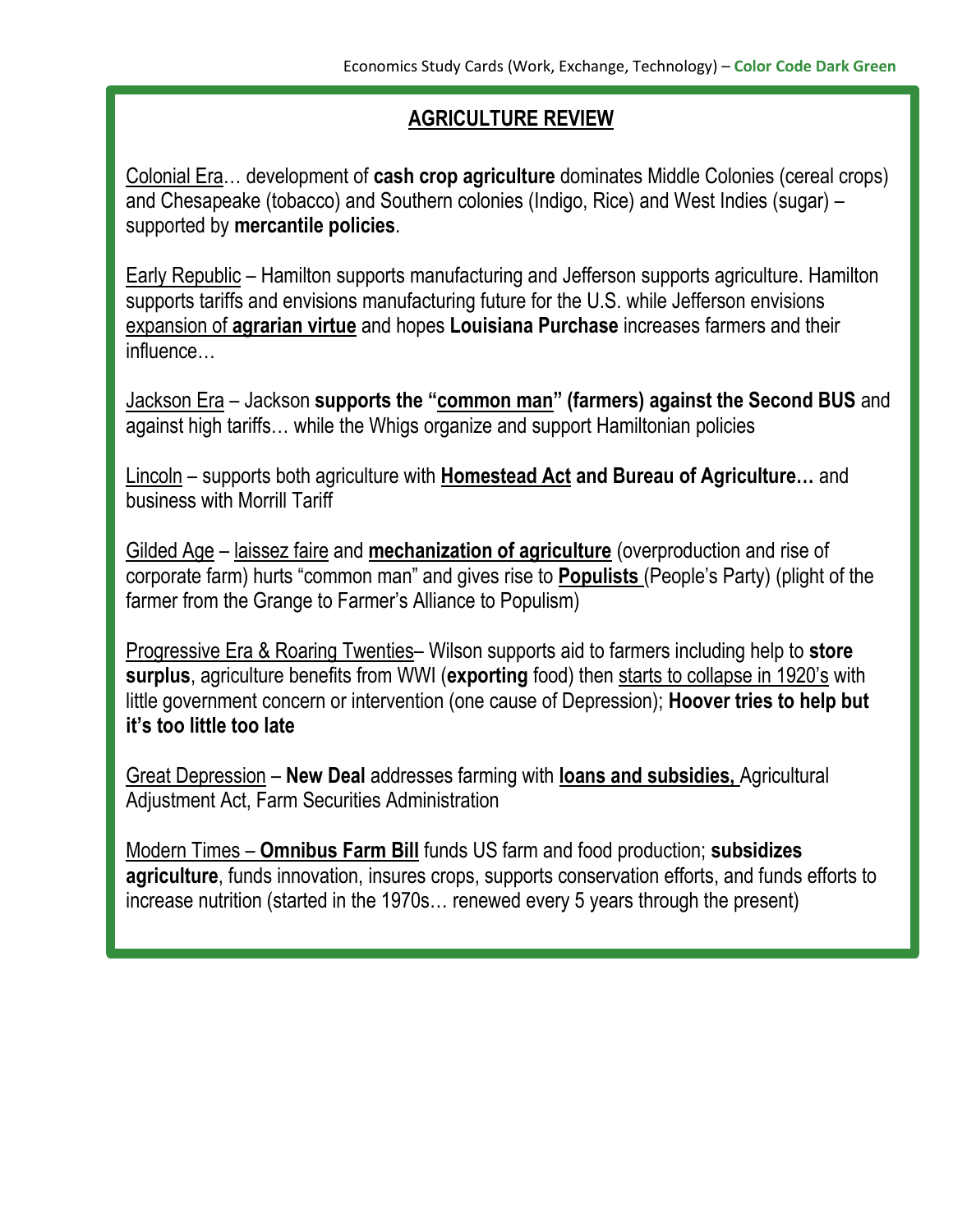## AGRICULTURE REVIEW

Colonial Era… development of **cash crop agriculture** dominates Middle Colonies (cereal crops) and Chesapeake (tobacco) and Southern colonies (Indigo, Rice) and West Indies (sugar) – supported by **mercantile policies**.

Early Republic – Hamilton supports manufacturing and Jefferson supports agriculture. Hamilton supports tariffs and envisions manufacturing future for the U.S. while Jefferson envisions expansion of **agrarian virtue** and hopes **Louisiana Purchase** increases farmers and their influence…

Jackson Era – Jackson **supports the "common man" (farmers) against the Second BUS** and against high tariffs… while the Whigs organize and support Hamiltonian policies

Lincoln – supports both agriculture with **Homestead Act and Bureau of Agriculture…** and business with Morrill Tariff

Gilded Age – laissez faire and **mechanization of agriculture** (overproduction and rise of corporate farm) hurts "common man" and gives rise to **Populists** (People's Party) (plight of the farmer from the Grange to Farmer's Alliance to Populism)

Progressive Era & Roaring Twenties– Wilson supports aid to farmers including help to **store surplus**, agriculture benefits from WWI (**exporting** food) then starts to collapse in 1920's with little government concern or intervention (one cause of Depression); **Hoover tries to help but it's too little too late**

Great Depression – **New Deal** addresses farming with **loans and subsidies,** Agricultural Adjustment Act, Farm Securities Administration

Modern Times – **Omnibus Farm Bill** funds US farm and food production; **subsidizes agriculture**, funds innovation, insures crops, supports conservation efforts, and funds efforts to increase nutrition (started in the 1970s… renewed every 5 years through the present)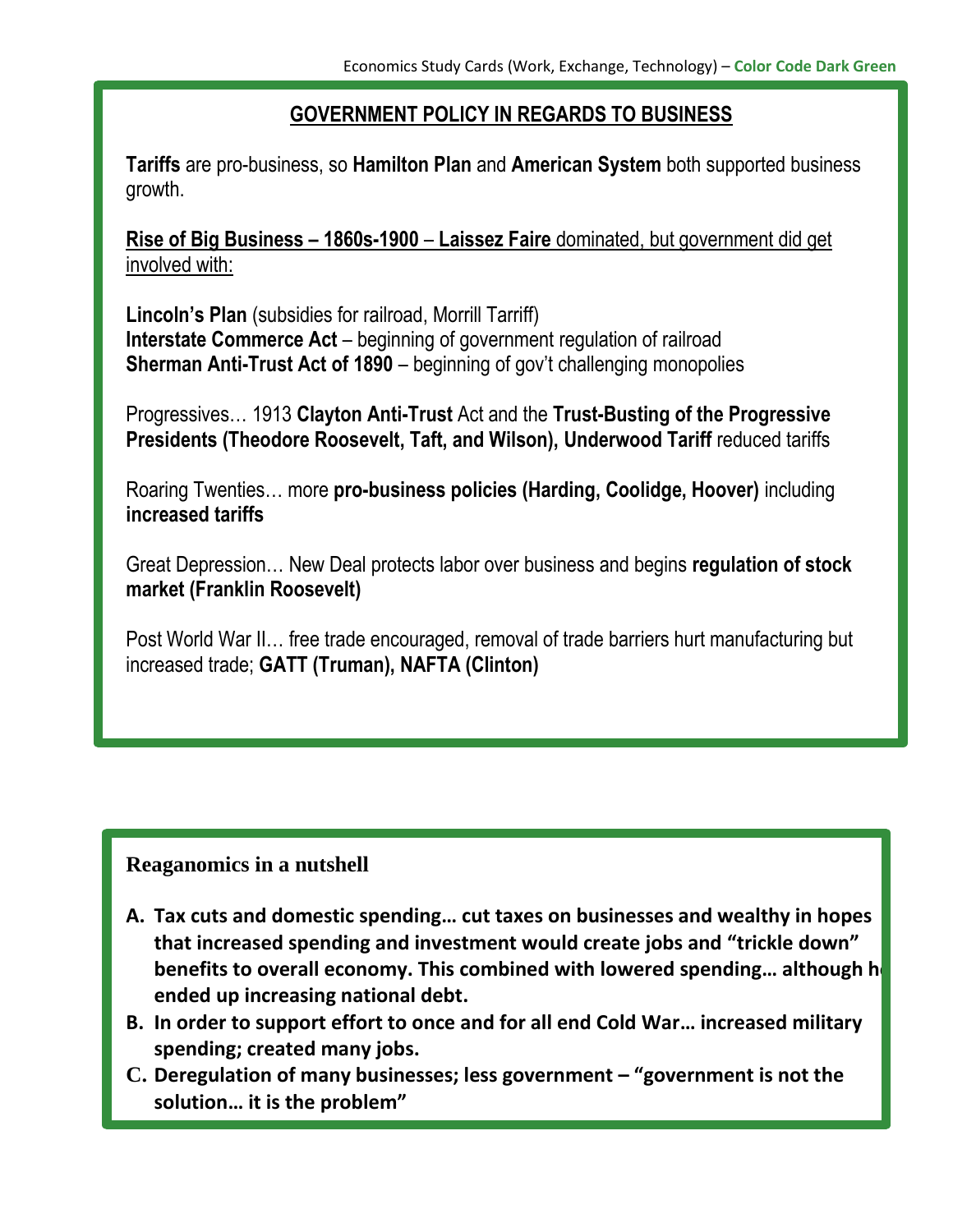## GOVERNMENT POLICY IN REGARDS TO BUSINESS

**Tariffs** are pro-business, so **Hamilton Plan** and **American System** both supported business growth.

**Rise of Big Business – 1860s-1900** – **Laissez Faire** dominated, but government did get involved with:

**Lincoln's Plan** (subsidies for railroad, Morrill Tariff)
**Interstate Commerce Act** – beginning of government regulation of railroad
**Sherman Anti-Trust Act of 1890** – beginning of gov't challenging monopolies

Progressives… 1913 **Clayton Anti-Trust** Act and the **Trust-Busting of the Progressive Presidents (Theodore Roosevelt, Taft, and Wilson), Underwood Tariff** reduced tariffs

Roaring Twenties… more **pro-business policies (Harding, Coolidge, Hoover)** including **increased tariffs**

Great Depression… New Deal protects labor over business and begins **regulation of stock market (Franklin Roosevelt)**

Post World War II… free trade encouraged, removal of trade barriers hurt manufacturing but increased trade; **GATT (Truman), NAFTA (Clinton)**

### Reaganomics in a nutshell

A. **Tax cuts and domestic spending… cut taxes on businesses and wealthy in hopes that increased spending and investment would create jobs and "trickle down" benefits to overall economy. This combined with lowered spending… although he ended up increasing national debt.**
B. **In order to support effort to once and for all end Cold War… increased military spending; created many jobs.**
C. **Deregulation of many businesses; less government – "government is not the solution… it is the problem"**